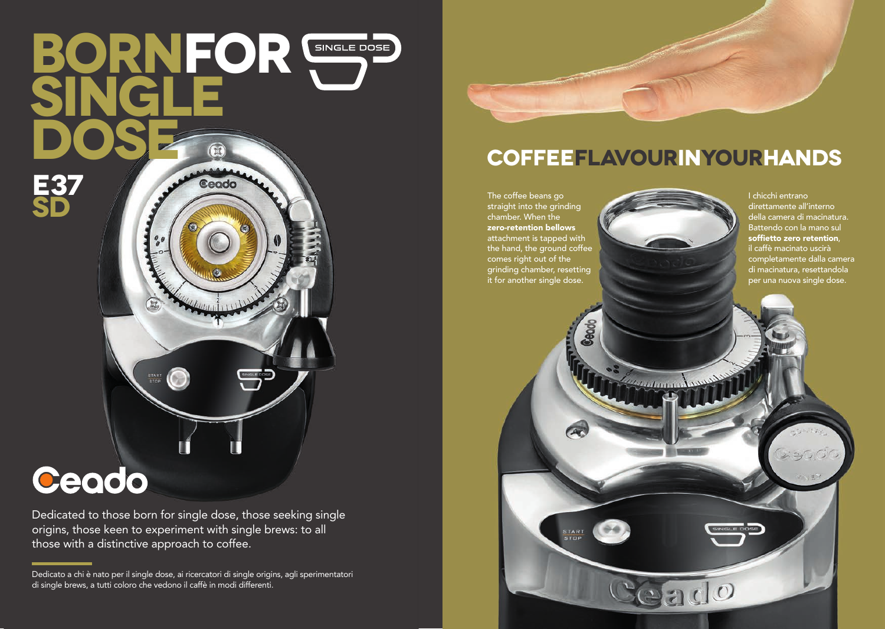# BORN FOR SINGLE DOSE

SINGLE DOSE

## E37 SD

Ceado

Dedicated to those born for single dose, those seeking single origins, those keen to experiment with single brews: to all those with a distinctive approach to coffee.

Dedicato a chi è nato per il single dose, ai ricercatori di single origins, agli sperimentatori di single brews, a tutti coloro che vedono il caffè in modi differenti.

## COFFEE FLAVOUR IN YOUR HANDS

The coffee beans go straight into the grinding chamber. When the **zero-retention bellows** attachment is tapped with the hand, the ground coffee comes right out of the grinding chamber, resetting it for another single dose.

I chicchi entrano direttamente all'interno della camera di macinatura. Battendo con la mano sul **soffietto zero retention**, il caffè macinato uscirà completamente dalla camera di macinatura, resettandola per una nuova single dose.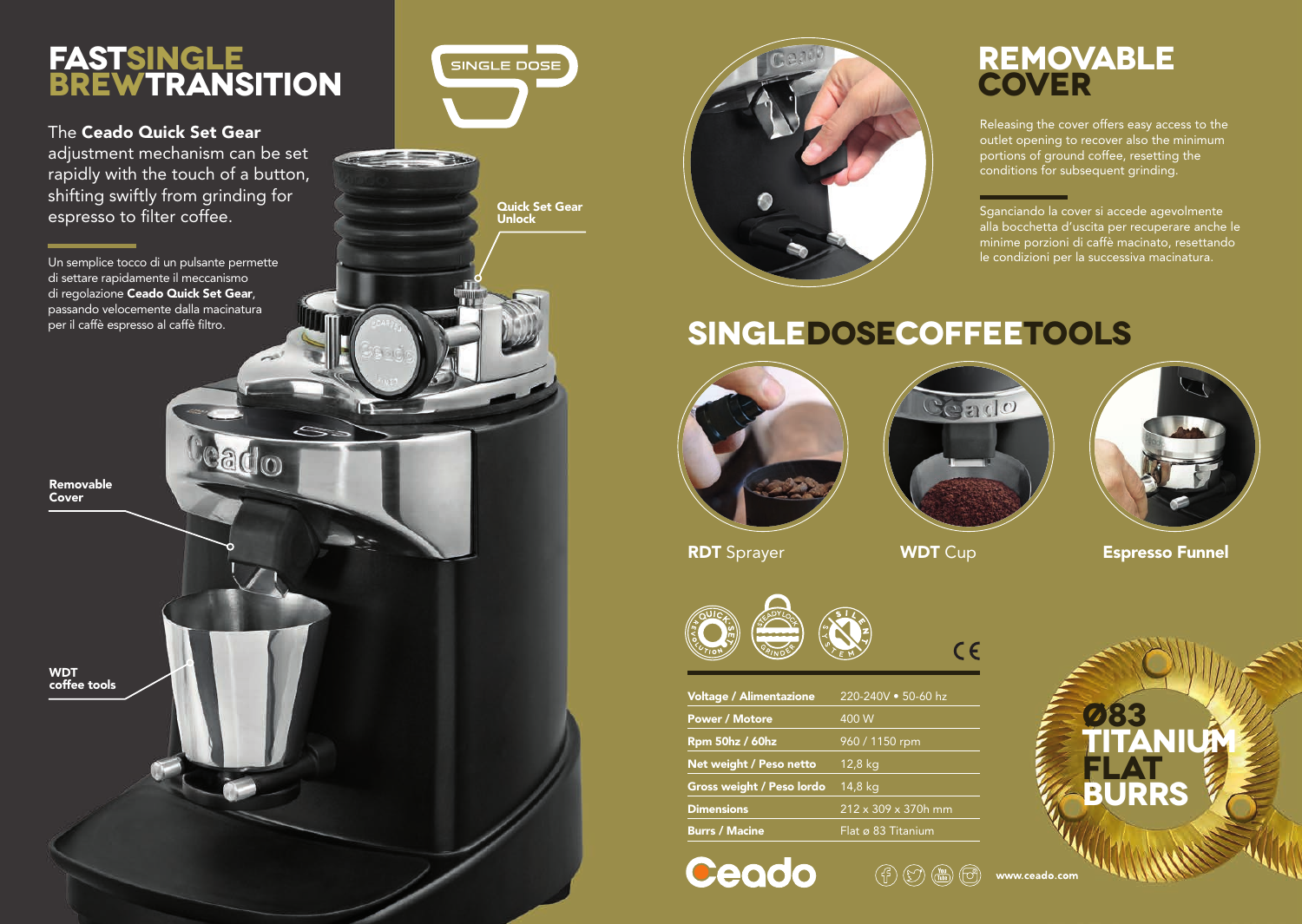# FASTSINGLE BREWTRANSITION

The **Ceado Quick Set Gear** adjustment mechanism can be set rapidly with the touch of a button, shifting swiftly from grinding for espresso to filter coffee.

Un semplice tocco di un pulsante permette di settare rapidamente il meccanismo di regolazione **Ceado Quick Set Gear**, passando velocemente dalla macinatura per il caffè espresso al caffè filtro.

SINGLE DOSE

**Quick Set Gear Unlock**

**Removable Cover**

**WDT coffee tools**

# REMOVABLE COVER

Releasing the cover offers easy access to the outlet opening to recover also the minimum portions of ground coffee, resetting the conditions for subsequent grinding.

Sganciando la cover si accede agevolmente alla bocchetta d'uscita per recuperare anche le minime porzioni di caffè macinato, resettando le condizioni per la successiva macinatura.

# SINGLEDOSECOFFEETOOLS

**RDT** Sprayer

**WDT** Cup

**Espresso Funnel**

| | |
|---|---|
| **Voltage / Alimentazione** | 220-240V • 50-60 hz |
| **Power / Motore** | 400 W |
| **Rpm 50hz / 60hz** | 960 / 1150 rpm |
| **Net weight / Peso netto** | 12,8 kg |
| **Gross weight / Peso lordo** | 14,8 kg |
| **Dimensions** | 212 x 309 x 370h mm |
| **Burrs / Macine** | Flat ø 83 Titanium |

# Ø83 TITANIUM FLAT BURRS

Ceado

www.ceado.com